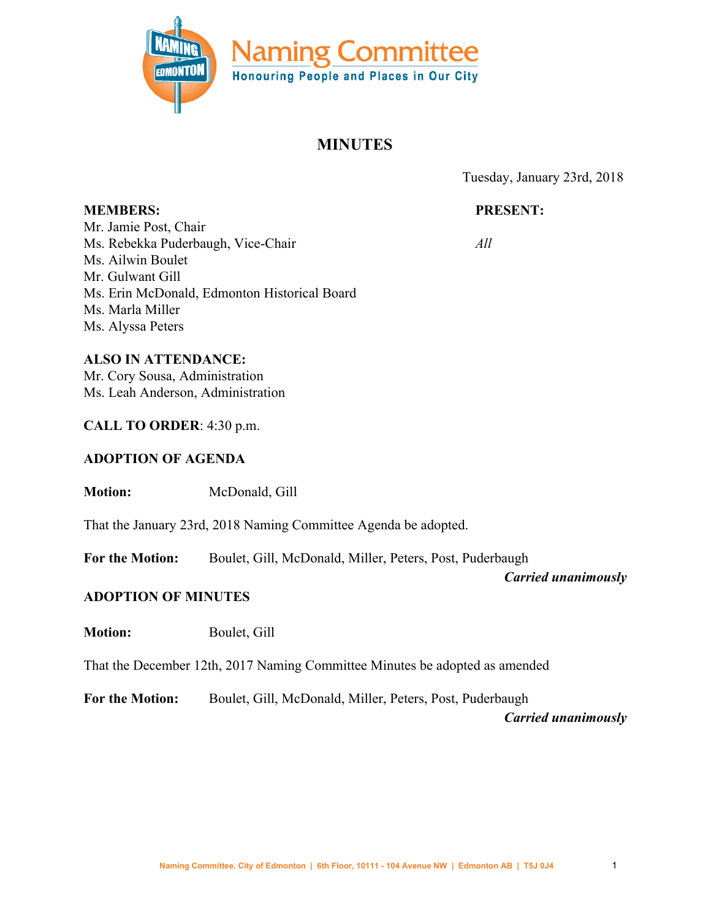# Naming Committee

**Honouring People and Places in Our City**

## MINUTES

Tuesday, January 23rd, 2018

**MEMBERS:**

Mr. Jamie Post, Chair
Ms. Rebekka Puderbaugh, Vice-Chair
Ms. Ailwin Boulet
Mr. Gulwant Gill
Ms. Erin McDonald, Edmonton Historical Board
Ms. Marla Miller
Ms. Alyssa Peters

**PRESENT:**

*All*

**ALSO IN ATTENDANCE:**

Mr. Cory Sousa, Administration
Ms. Leah Anderson, Administration

**CALL TO ORDER**: 4:30 p.m.

**ADOPTION OF AGENDA**

**Motion:** McDonald, Gill

That the January 23rd, 2018 Naming Committee Agenda be adopted.

**For the Motion:** Boulet, Gill, McDonald, Miller, Peters, Post, Puderbaugh

***Carried unanimously***

**ADOPTION OF MINUTES**

**Motion:** Boulet, Gill

That the December 12th, 2017 Naming Committee Minutes be adopted as amended

**For the Motion:** Boulet, Gill, McDonald, Miller, Peters, Post, Puderbaugh

***Carried unanimously***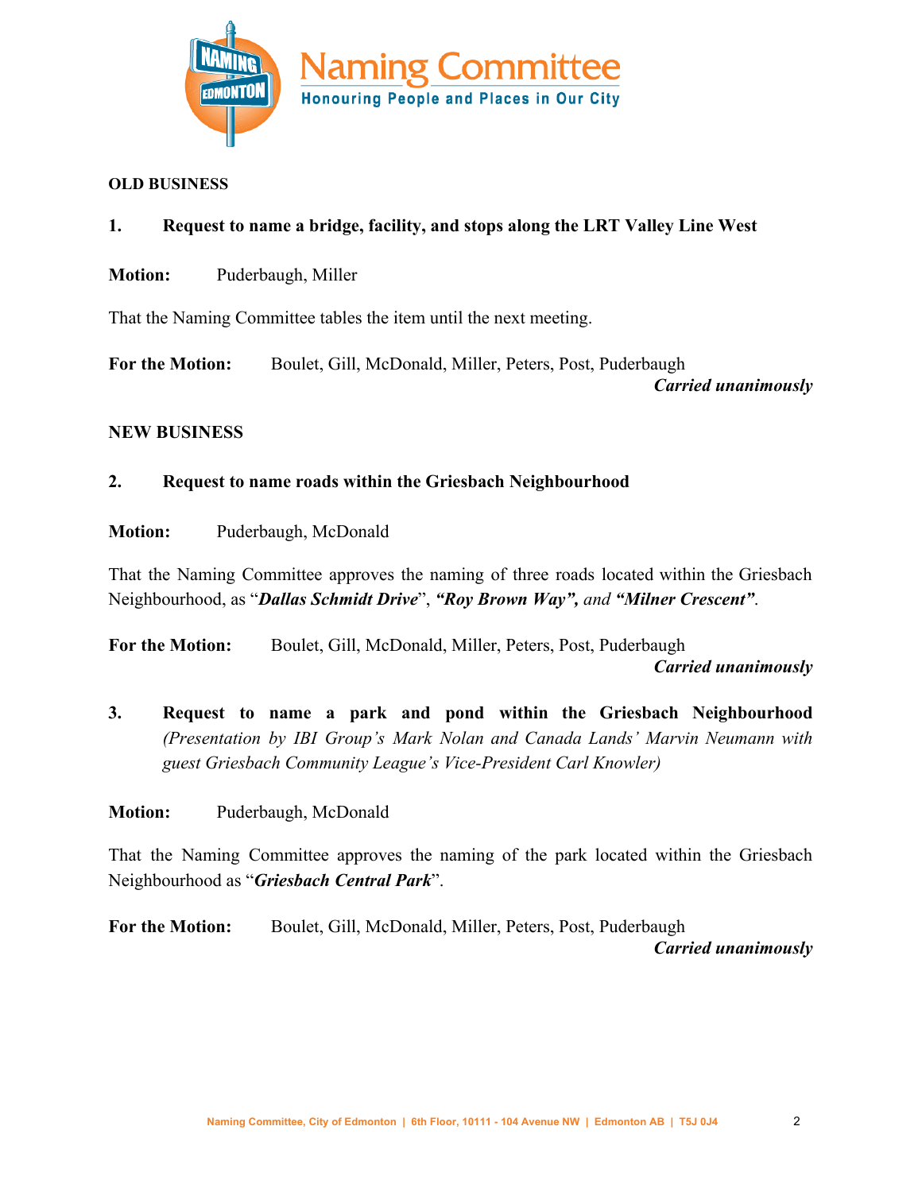**OLD BUSINESS**

**1. Request to name a bridge, facility, and stops along the LRT Valley Line West**

**Motion:** Puderbaugh, Miller

That the Naming Committee tables the item until the next meeting.

**For the Motion:** Boulet, Gill, McDonald, Miller, Peters, Post, Puderbaugh

***Carried unanimously***

**NEW BUSINESS**

**2. Request to name roads within the Griesbach Neighbourhood**

**Motion:** Puderbaugh, McDonald

That the Naming Committee approves the naming of three roads located within the Griesbach Neighbourhood, as "***Dallas Schmidt Drive***", ***"Roy Brown Way",*** *and* ***"Milner Crescent"***.

**For the Motion:** Boulet, Gill, McDonald, Miller, Peters, Post, Puderbaugh

***Carried unanimously***

**3. Request to name a park and pond within the Griesbach Neighbourhood** *(Presentation by IBI Group's Mark Nolan and Canada Lands' Marvin Neumann with guest Griesbach Community League's Vice-President Carl Knowler)*

**Motion:** Puderbaugh, McDonald

That the Naming Committee approves the naming of the park located within the Griesbach Neighbourhood as "***Griesbach Central Park***".

**For the Motion:** Boulet, Gill, McDonald, Miller, Peters, Post, Puderbaugh

***Carried unanimously***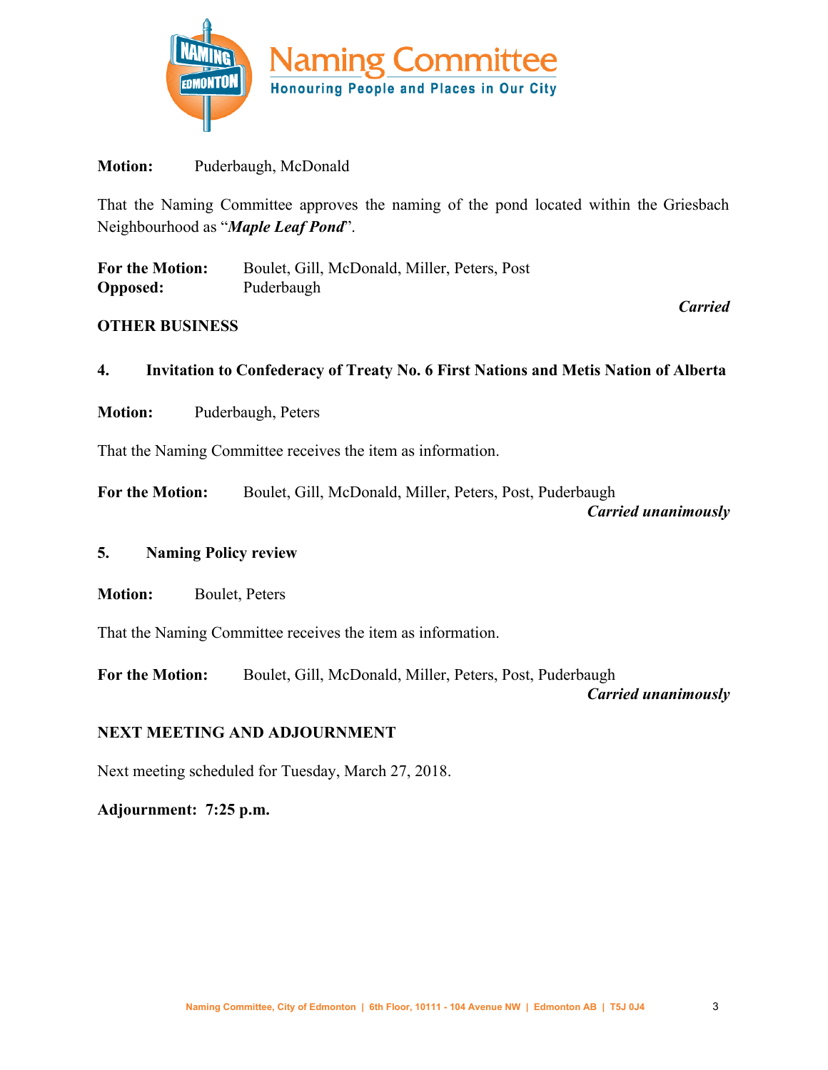**Motion:** Puderbaugh, McDonald

That the Naming Committee approves the naming of the pond located within the Griesbach Neighbourhood as "***Maple Leaf Pond***".

**For the Motion:** Boulet, Gill, McDonald, Miller, Peters, Post
**Opposed:** Puderbaugh

***Carried***

**OTHER BUSINESS**

**4. Invitation to Confederacy of Treaty No. 6 First Nations and Metis Nation of Alberta**

**Motion:** Puderbaugh, Peters

That the Naming Committee receives the item as information.

**For the Motion:** Boulet, Gill, McDonald, Miller, Peters, Post, Puderbaugh

***Carried unanimously***

**5. Naming Policy review**

**Motion:** Boulet, Peters

That the Naming Committee receives the item as information.

**For the Motion:** Boulet, Gill, McDonald, Miller, Peters, Post, Puderbaugh

***Carried unanimously***

**NEXT MEETING AND ADJOURNMENT**

Next meeting scheduled for Tuesday, March 27, 2018.

**Adjournment: 7:25 p.m.**